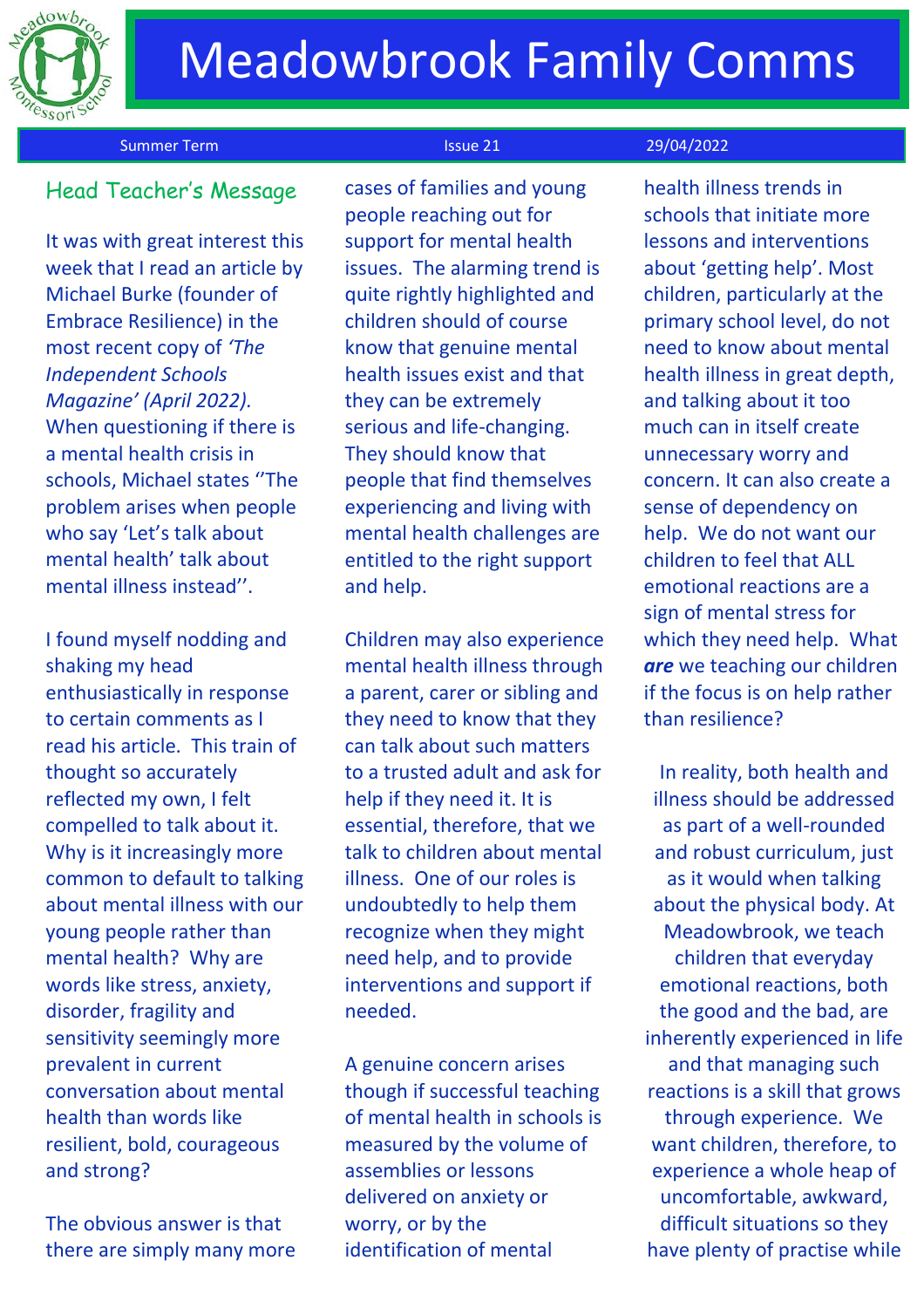# Meadowbrook Family Comms

Summer Term | Issue 21 | 29/04/2022

## Head Teacher's Message

It was with great interest this week that I read an article by Michael Burke (founder of Embrace Resilience) in the most recent copy of *'The Independent Schools Magazine' (April 2022).* When questioning if there is a mental health crisis in schools, Michael states ''The problem arises when people who say 'Let's talk about mental health' talk about mental illness instead''.

I found myself nodding and shaking my head enthusiastically in response to certain comments as I read his article. This train of thought so accurately reflected my own, I felt compelled to talk about it. Why is it increasingly more common to default to talking about mental illness with our young people rather than mental health? Why are words like stress, anxiety, disorder, fragility and sensitivity seemingly more prevalent in current conversation about mental health than words like resilient, bold, courageous and strong?

The obvious answer is that there are simply many more cases of families and young people reaching out for support for mental health issues. The alarming trend is quite rightly highlighted and children should of course know that genuine mental health issues exist and that they can be extremely serious and life-changing. They should know that people that find themselves experiencing and living with mental health challenges are entitled to the right support and help.

Children may also experience mental health illness through a parent, carer or sibling and they need to know that they can talk about such matters to a trusted adult and ask for help if they need it. It is essential, therefore, that we talk to children about mental illness. One of our roles is undoubtedly to help them recognize when they might need help, and to provide interventions and support if needed.

A genuine concern arises though if successful teaching of mental health in schools is measured by the volume of assemblies or lessons delivered on anxiety or worry, or by the identification of mental health illness trends in schools that initiate more lessons and interventions about 'getting help'. Most children, particularly at the primary school level, do not need to know about mental health illness in great depth, and talking about it too much can in itself create unnecessary worry and concern. It can also create a sense of dependency on help. We do not want our children to feel that ALL emotional reactions are a sign of mental stress for which they need help. What ***are*** we teaching our children if the focus is on help rather than resilience?

In reality, both health and illness should be addressed as part of a well-rounded and robust curriculum, just as it would when talking about the physical body. At Meadowbrook, we teach children that everyday emotional reactions, both the good and the bad, are inherently experienced in life and that managing such reactions is a skill that grows through experience. We want children, therefore, to experience a whole heap of uncomfortable, awkward, difficult situations so they have plenty of practise while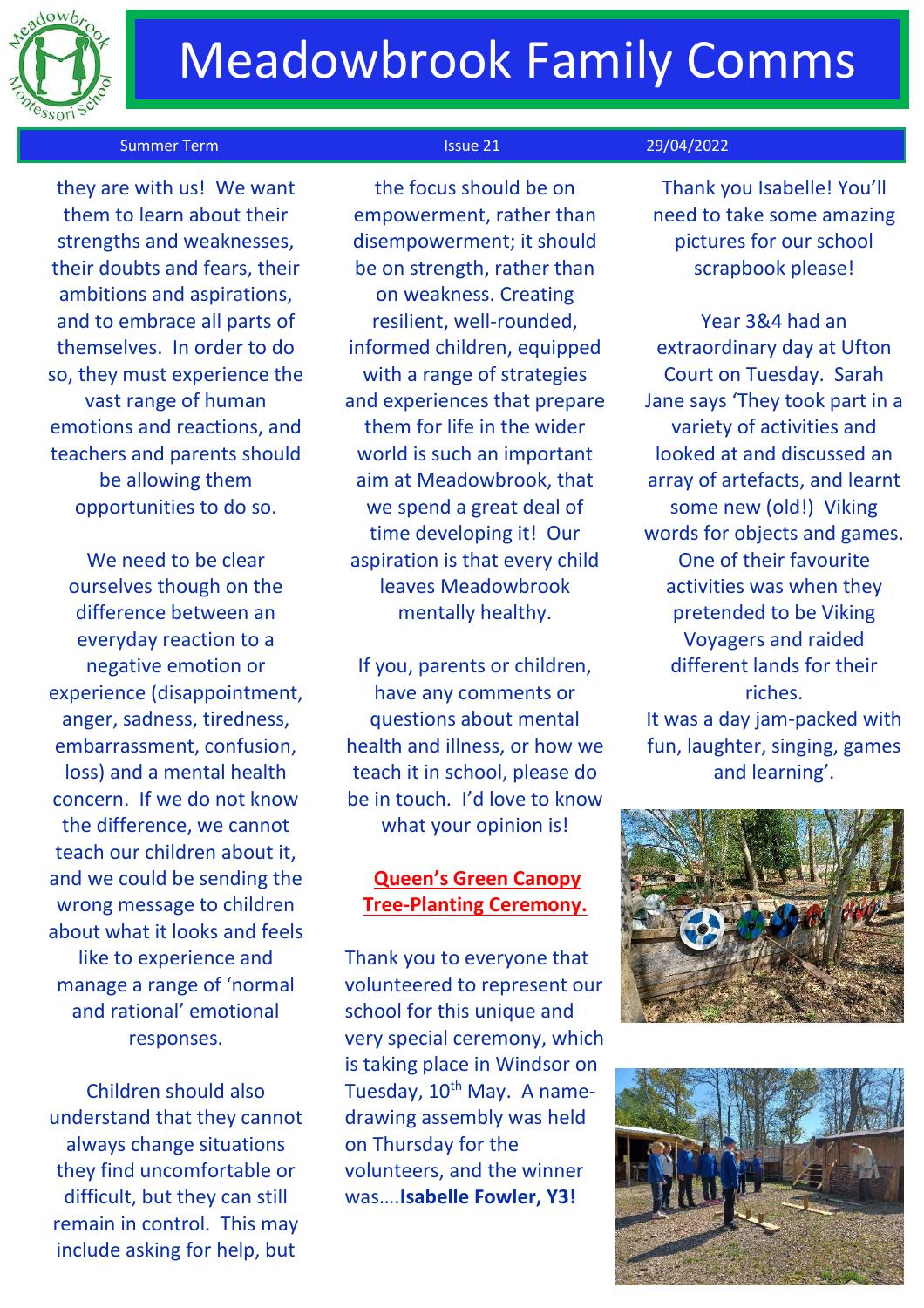# Meadowbrook Family Comms

Summer Term | Issue 21 | 29/04/2022

they are with us! We want them to learn about their strengths and weaknesses, their doubts and fears, their ambitions and aspirations, and to embrace all parts of themselves. In order to do so, they must experience the vast range of human emotions and reactions, and teachers and parents should be allowing them opportunities to do so.

We need to be clear ourselves though on the difference between an everyday reaction to a negative emotion or experience (disappointment, anger, sadness, tiredness, embarrassment, confusion, loss) and a mental health concern. If we do not know the difference, we cannot teach our children about it, and we could be sending the wrong message to children about what it looks and feels like to experience and manage a range of 'normal and rational' emotional responses.

Children should also understand that they cannot always change situations they find uncomfortable or difficult, but they can still remain in control. This may include asking for help, but the focus should be on empowerment, rather than disempowerment; it should be on strength, rather than on weakness. Creating resilient, well-rounded, informed children, equipped with a range of strategies and experiences that prepare them for life in the wider world is such an important aim at Meadowbrook, that we spend a great deal of time developing it! Our aspiration is that every child leaves Meadowbrook mentally healthy.

If you, parents or children, have any comments or questions about mental health and illness, or how we teach it in school, please do be in touch. I'd love to know what your opinion is!

## Queen's Green Canopy Tree-Planting Ceremony.

Thank you to everyone that volunteered to represent our school for this unique and very special ceremony, which is taking place in Windsor on Tuesday, 10th May. A name-drawing assembly was held on Thursday for the volunteers, and the winner was….**Isabelle Fowler, Y3!**

Thank you Isabelle! You'll need to take some amazing pictures for our school scrapbook please!

Year 3&4 had an extraordinary day at Ufton Court on Tuesday. Sarah Jane says 'They took part in a variety of activities and looked at and discussed an array of artefacts, and learnt some new (old!) Viking words for objects and games. One of their favourite activities was when they pretended to be Viking Voyagers and raided different lands for their riches.
It was a day jam-packed with fun, laughter, singing, games and learning'.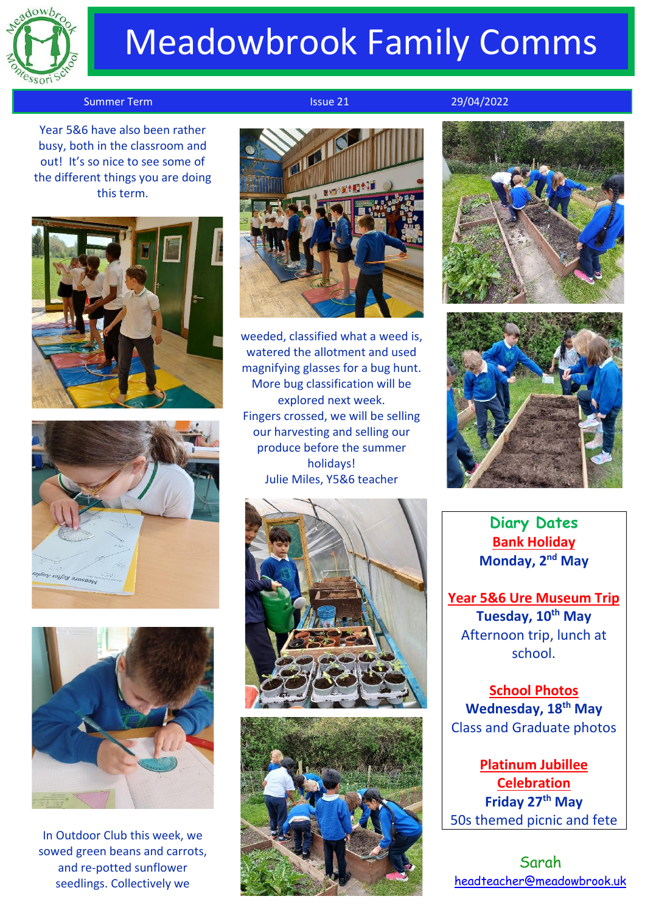# Meadowbrook Family Comms

Summer Term | Issue 21 | 29/04/2022

Year 5&6 have also been rather busy, both in the classroom and out! It's so nice to see some of the different things you are doing this term.

In Outdoor Club this week, we sowed green beans and carrots, and re-potted sunflower seedlings. Collectively we weeded, classified what a weed is, watered the allotment and used magnifying glasses for a bug hunt. More bug classification will be explored next week. Fingers crossed, we will be selling our harvesting and selling our produce before the summer holidays!

Julie Miles, Y5&6 teacher

## Diary Dates

**Bank Holiday**
**Monday, 2nd May**

**Year 5&6 Ure Museum Trip**
**Tuesday, 10th May**
Afternoon trip, lunch at school.

**School Photos**
**Wednesday, 18th May**
Class and Graduate photos

**Platinum Jubillee Celebration**
**Friday 27th May**
50s themed picnic and fete

Sarah
headteacher@meadowbrook.uk